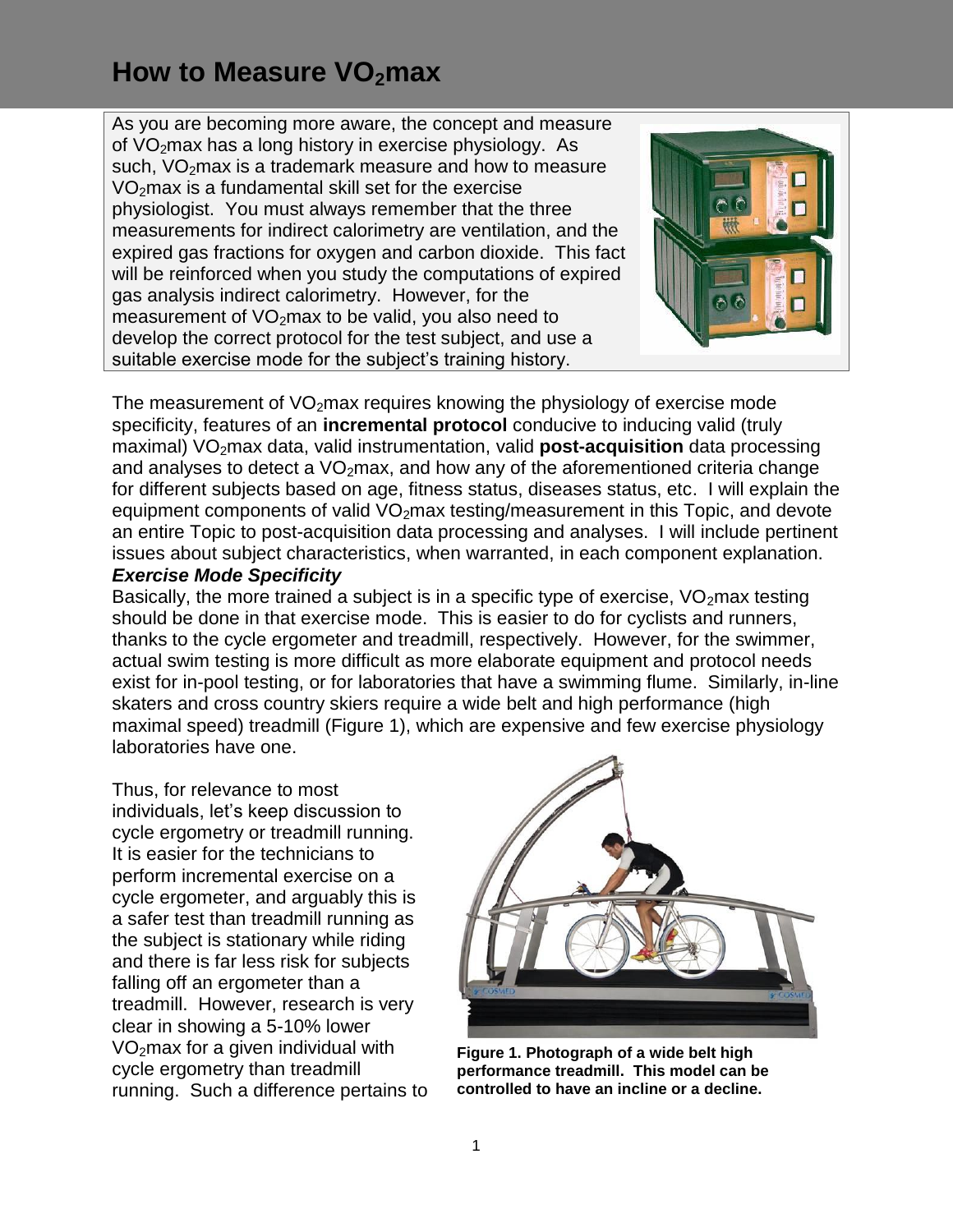# How to Measure $VO_2$max

As you are becoming more aware, the concept and measure of $VO_2$max has a long history in exercise physiology. As such, $VO_2$max is a trademark measure and how to measure $VO_2$max is a fundamental skill set for the exercise physiologist. You must always remember that the three measurements for indirect calorimetry are ventilation, and the expired gas fractions for oxygen and carbon dioxide. This fact will be reinforced when you study the computations of expired gas analysis indirect calorimetry. However, for the measurement of $VO_2$max to be valid, you also need to develop the correct protocol for the test subject, and use a suitable exercise mode for the subject's training history.

The measurement of $VO_2$max requires knowing the physiology of exercise mode specificity, features of an **incremental protocol** conducive to inducing valid (truly maximal) $VO_2$max data, valid instrumentation, valid **post-acquisition** data processing and analyses to detect a $VO_2$max, and how any of the aforementioned criteria change for different subjects based on age, fitness status, diseases status, etc. I will explain the equipment components of valid $VO_2$max testing/measurement in this Topic, and devote an entire Topic to post-acquisition data processing and analyses. I will include pertinent issues about subject characteristics, when warranted, in each component explanation.

***Exercise Mode Specificity***

Basically, the more trained a subject is in a specific type of exercise, $VO_2$max testing should be done in that exercise mode. This is easier to do for cyclists and runners, thanks to the cycle ergometer and treadmill, respectively. However, for the swimmer, actual swim testing is more difficult as more elaborate equipment and protocol needs exist for in-pool testing, or for laboratories that have a swimming flume. Similarly, in-line skaters and cross country skiers require a wide belt and high performance (high maximal speed) treadmill (Figure 1), which are expensive and few exercise physiology laboratories have one.

Thus, for relevance to most individuals, let's keep discussion to cycle ergometry or treadmill running. It is easier for the technicians to perform incremental exercise on a cycle ergometer, and arguably this is a safer test than treadmill running as the subject is stationary while riding and there is far less risk for subjects falling off an ergometer than a treadmill. However, research is very clear in showing a 5-10% lower $VO_2$max for a given individual with cycle ergometry than treadmill running. Such a difference pertains to

**Figure 1. Photograph of a wide belt high performance treadmill. This model can be controlled to have an incline or a decline.**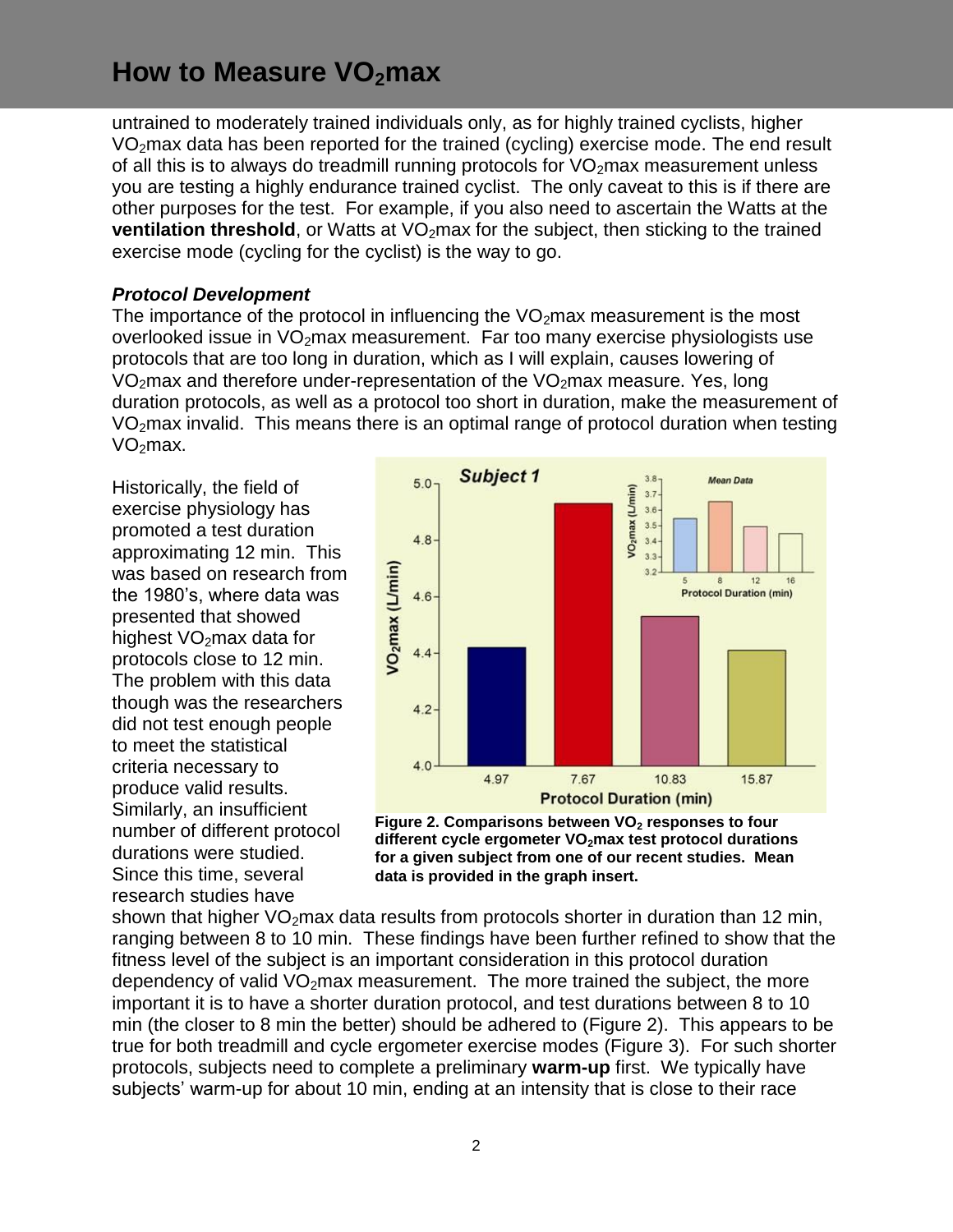untrained to moderately trained individuals only, as for highly trained cyclists, higher $VO_2$max data has been reported for the trained (cycling) exercise mode. The end result of all this is to always do treadmill running protocols for $VO_2$max measurement unless you are testing a highly endurance trained cyclist. The only caveat to this is if there are other purposes for the test. For example, if you also need to ascertain the Watts at the **ventilation threshold**, or Watts at $VO_2$max for the subject, then sticking to the trained exercise mode (cycling for the cyclist) is the way to go.

***Protocol Development***

The importance of the protocol in influencing the $VO_2$max measurement is the most overlooked issue in $VO_2$max measurement. Far too many exercise physiologists use protocols that are too long in duration, which as I will explain, causes lowering of $VO_2$max and therefore under-representation of the $VO_2$max measure. Yes, long duration protocols, as well as a protocol too short in duration, make the measurement of $VO_2$max invalid. This means there is an optimal range of protocol duration when testing $VO_2$max.

Historically, the field of exercise physiology has promoted a test duration approximating 12 min. This was based on research from the 1980's, where data was presented that showed highest $VO_2$max data for protocols close to 12 min. The problem with this data though was the researchers did not test enough people to meet the statistical criteria necessary to produce valid results. Similarly, an insufficient number of different protocol durations were studied. Since this time, several research studies have shown that higher $VO_2$max data results from protocols shorter in duration than 12 min, ranging between 8 to 10 min. These findings have been further refined to show that the fitness level of the subject is an important consideration in this protocol duration dependency of valid $VO_2$max measurement. The more trained the subject, the more important it is to have a shorter duration protocol, and test durations between 8 to 10 min (the closer to 8 min the better) should be adhered to (Figure 2). This appears to be true for both treadmill and cycle ergometer exercise modes (Figure 3). For such shorter protocols, subjects need to complete a preliminary **warm-up** first. We typically have subjects' warm-up for about 10 min, ending at an intensity that is close to their race

**Figure 2. Comparisons between $VO_2$ responses to four different cycle ergometer $VO_2$max test protocol durations for a given subject from one of our recent studies. Mean data is provided in the graph insert.**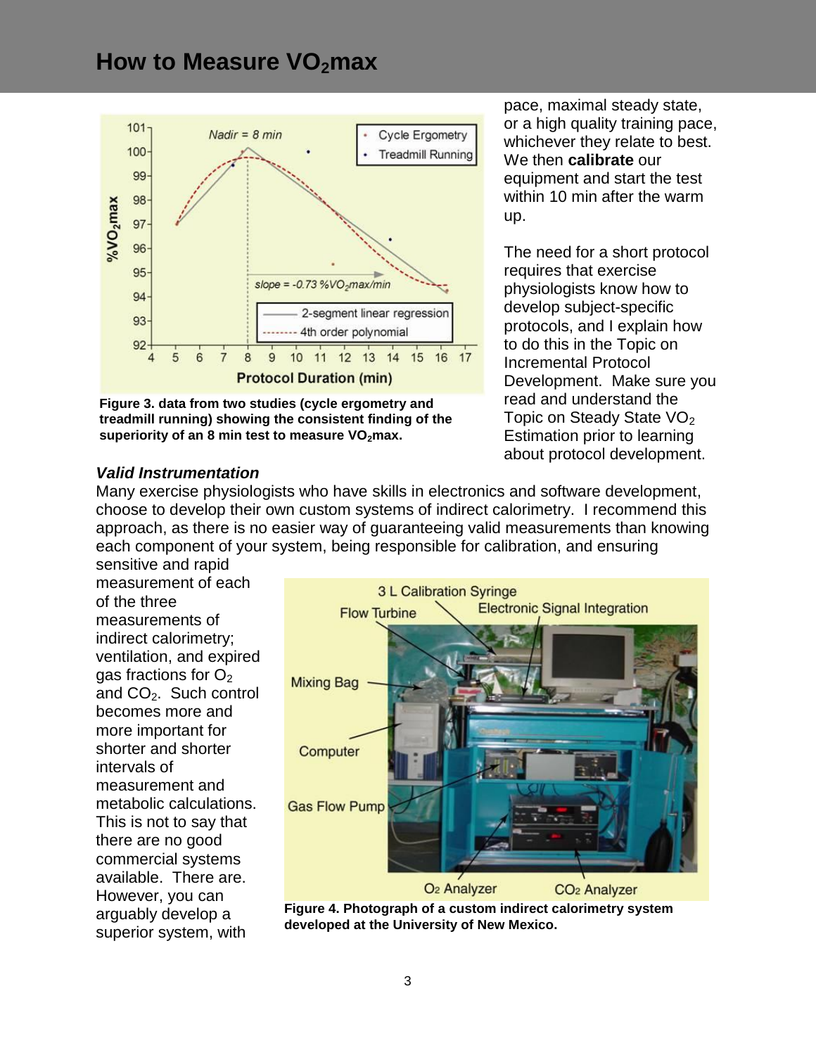## How to Measure $VO_2$max

Figure 3. data from two studies (cycle ergometry and treadmill running) showing the consistent finding of the superiority of an 8 min test to measure $VO_2$max.

pace, maximal steady state, or a high quality training pace, whichever they relate to best. We then **calibrate** our equipment and start the test within 10 min after the warm up.

The need for a short protocol requires that exercise physiologists know how to develop subject-specific protocols, and I explain how to do this in the Topic on Incremental Protocol Development. Make sure you read and understand the Topic on Steady State $VO_2$ Estimation prior to learning about protocol development.

### *Valid Instrumentation*

Many exercise physiologists who have skills in electronics and software development, choose to develop their own custom systems of indirect calorimetry. I recommend this approach, as there is no easier way of guaranteeing valid measurements than knowing each component of your system, being responsible for calibration, and ensuring sensitive and rapid measurement of each of the three measurements of indirect calorimetry; ventilation, and expired gas fractions for $O_2$ and $CO_2$. Such control becomes more and more important for shorter and shorter intervals of measurement and metabolic calculations. This is not to say that there are no good commercial systems available. There are. However, you can arguably develop a superior system, with

Figure 4. Photograph of a custom indirect calorimetry system developed at the University of New Mexico.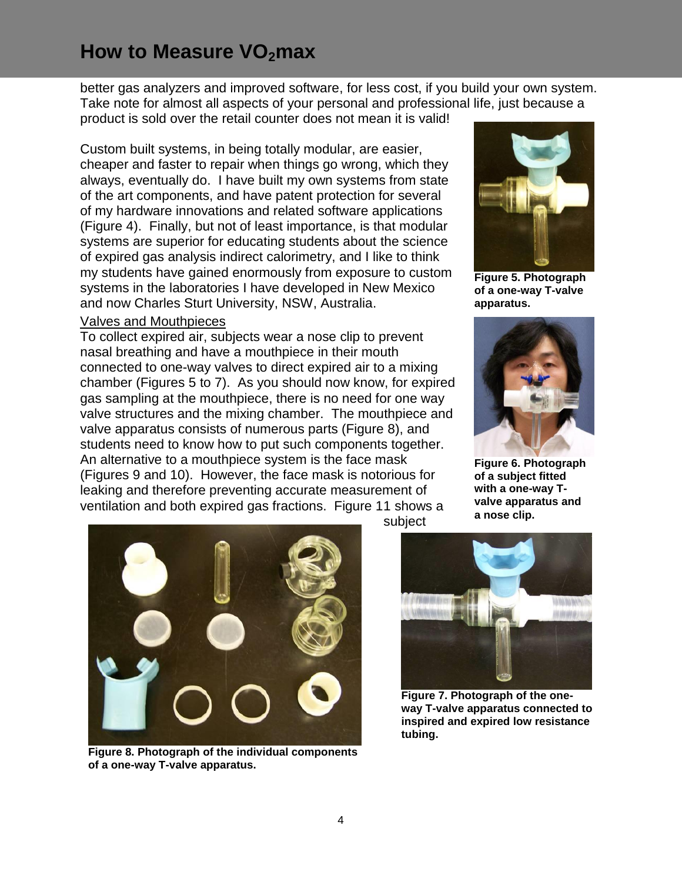better gas analyzers and improved software, for less cost, if you build your own system. Take note for almost all aspects of your personal and professional life, just because a product is sold over the retail counter does not mean it is valid!

Custom built systems, in being totally modular, are easier, cheaper and faster to repair when things go wrong, which they always, eventually do. I have built my own systems from state of the art components, and have patent protection for several of my hardware innovations and related software applications (Figure 4). Finally, but not of least importance, is that modular systems are superior for educating students about the science of expired gas analysis indirect calorimetry, and I like to think my students have gained enormously from exposure to custom systems in the laboratories I have developed in New Mexico and now Charles Sturt University, NSW, Australia.

Valves and Mouthpieces

To collect expired air, subjects wear a nose clip to prevent nasal breathing and have a mouthpiece in their mouth connected to one-way valves to direct expired air to a mixing chamber (Figures 5 to 7). As you should now know, for expired gas sampling at the mouthpiece, there is no need for one way valve structures and the mixing chamber. The mouthpiece and valve apparatus consists of numerous parts (Figure 8), and students need to know how to put such components together. An alternative to a mouthpiece system is the face mask (Figures 9 and 10). However, the face mask is notorious for leaking and therefore preventing accurate measurement of ventilation and both expired gas fractions. Figure 11 shows a subject

**Figure 5. Photograph of a one-way T-valve apparatus.**

**Figure 6. Photograph of a subject fitted with a one-way T-valve apparatus and a nose clip.**

**Figure 8. Photograph of the individual components of a one-way T-valve apparatus.**

**Figure 7. Photograph of the one-way T-valve apparatus connected to inspired and expired low resistance tubing.**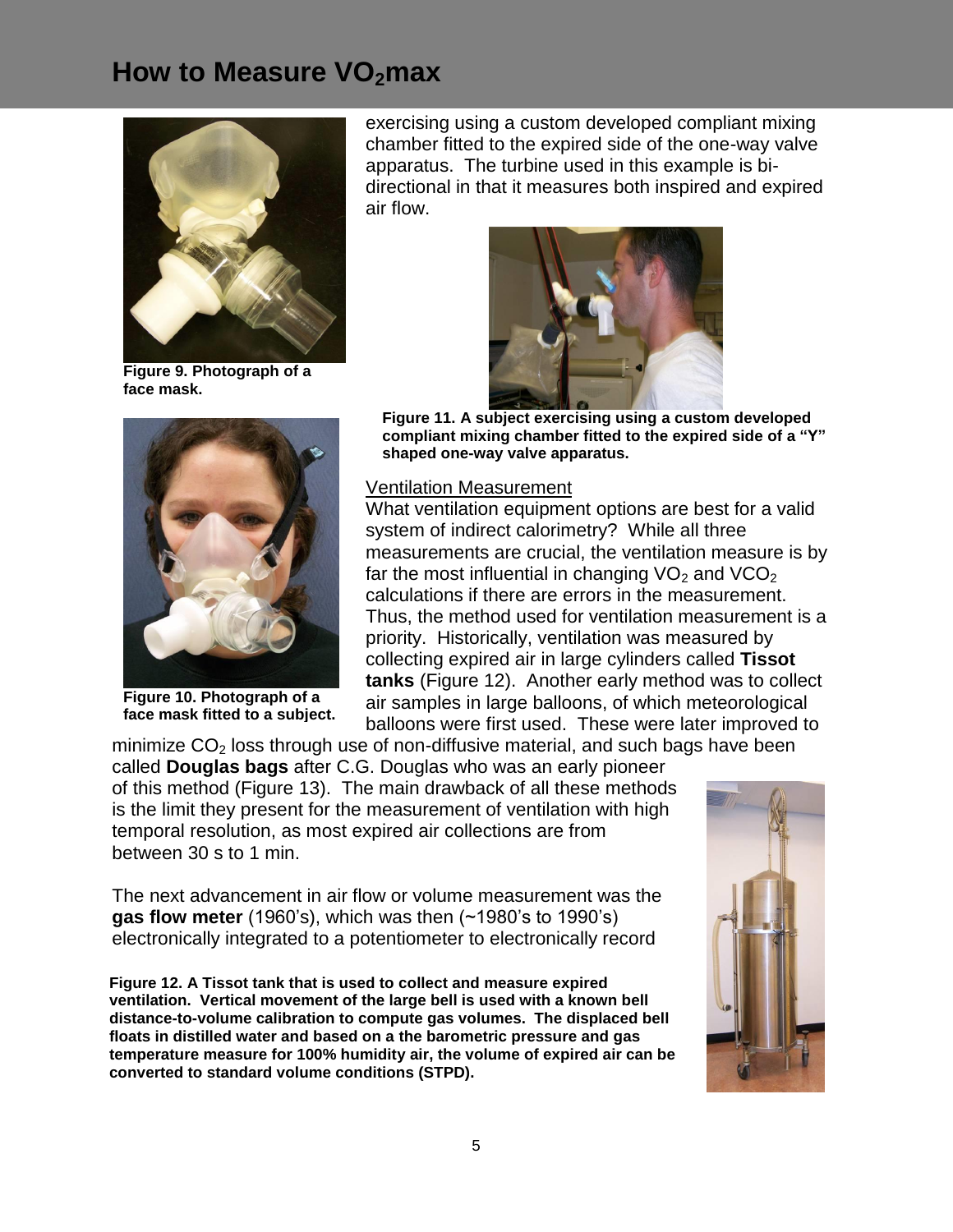# How to Measure $VO_2$max

Figure 9. Photograph of a face mask.

Figure 10. Photograph of a face mask fitted to a subject.

exercising using a custom developed compliant mixing chamber fitted to the expired side of the one-way valve apparatus. The turbine used in this example is bi-directional in that it measures both inspired and expired air flow.

**Figure 11. A subject exercising using a custom developed compliant mixing chamber fitted to the expired side of a "Y" shaped one-way valve apparatus.**

Ventilation Measurement

What ventilation equipment options are best for a valid system of indirect calorimetry? While all three measurements are crucial, the ventilation measure is by far the most influential in changing $VO_2$ and $VCO_2$ calculations if there are errors in the measurement. Thus, the method used for ventilation measurement is a priority. Historically, ventilation was measured by collecting expired air in large cylinders called **Tissot tanks** (Figure 12). Another early method was to collect air samples in large balloons, of which meteorological balloons were first used. These were later improved to minimize $CO_2$ loss through use of non-diffusive material, and such bags have been called **Douglas bags** after C.G. Douglas who was an early pioneer of this method (Figure 13). The main drawback of all these methods is the limit they present for the measurement of ventilation with high temporal resolution, as most expired air collections are from between 30 s to 1 min.

The next advancement in air flow or volume measurement was the **gas flow meter** (1960's), which was then (~1980's to 1990's) electronically integrated to a potentiometer to electronically record

**Figure 12. A Tissot tank that is used to collect and measure expired ventilation. Vertical movement of the large bell is used with a known bell distance-to-volume calibration to compute gas volumes. The displaced bell floats in distilled water and based on a the barometric pressure and gas temperature measure for 100% humidity air, the volume of expired air can be converted to standard volume conditions (STPD).**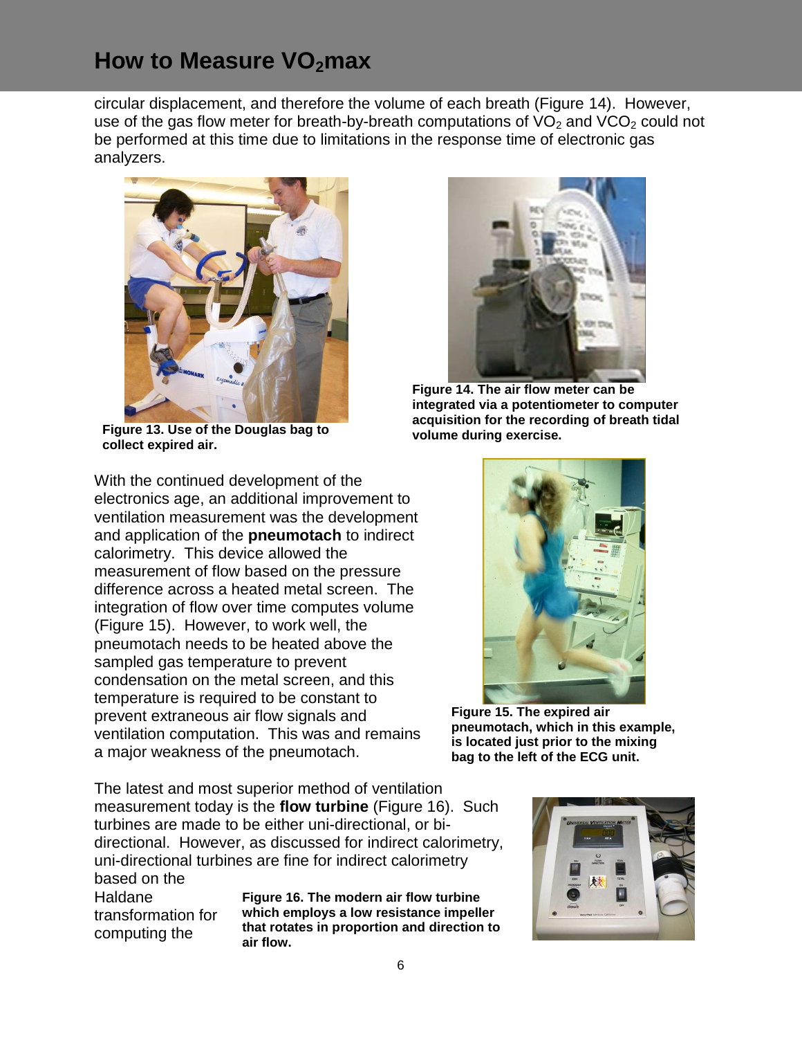circular displacement, and therefore the volume of each breath (Figure 14). However, use of the gas flow meter for breath-by-breath computations of $VO_2$ and $VCO_2$ could not be performed at this time due to limitations in the response time of electronic gas analyzers.

**Figure 13. Use of the Douglas bag to collect expired air.**

**Figure 14. The air flow meter can be integrated via a potentiometer to computer acquisition for the recording of breath tidal volume during exercise.**

With the continued development of the electronics age, an additional improvement to ventilation measurement was the development and application of the **pneumotach** to indirect calorimetry. This device allowed the measurement of flow based on the pressure difference across a heated metal screen. The integration of flow over time computes volume (Figure 15). However, to work well, the pneumotach needs to be heated above the sampled gas temperature to prevent condensation on the metal screen, and this temperature is required to be constant to prevent extraneous air flow signals and ventilation computation. This was and remains a major weakness of the pneumotach.

**Figure 15. The expired air pneumotach, which in this example, is located just prior to the mixing bag to the left of the ECG unit.**

The latest and most superior method of ventilation measurement today is the **flow turbine** (Figure 16). Such turbines are made to be either uni-directional, or bi-directional. However, as discussed for indirect calorimetry, uni-directional turbines are fine for indirect calorimetry based on the Haldane transformation for computing the

**Figure 16. The modern air flow turbine which employs a low resistance impeller that rotates in proportion and direction to air flow.**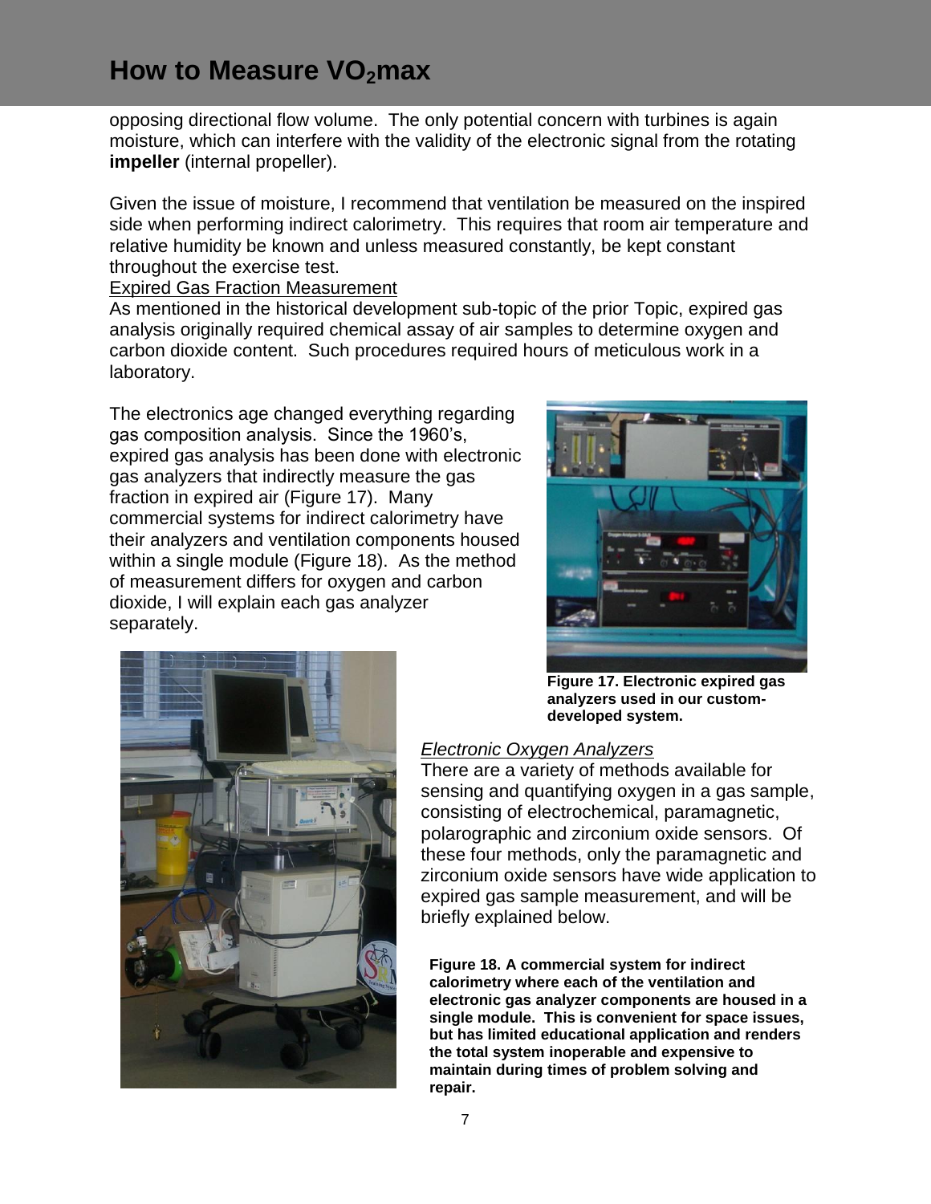opposing directional flow volume. The only potential concern with turbines is again moisture, which can interfere with the validity of the electronic signal from the rotating **impeller** (internal propeller).

Given the issue of moisture, I recommend that ventilation be measured on the inspired side when performing indirect calorimetry. This requires that room air temperature and relative humidity be known and unless measured constantly, be kept constant throughout the exercise test.

<u>Expired Gas Fraction Measurement</u>

As mentioned in the historical development sub-topic of the prior Topic, expired gas analysis originally required chemical assay of air samples to determine oxygen and carbon dioxide content. Such procedures required hours of meticulous work in a laboratory.

The electronics age changed everything regarding gas composition analysis. Since the 1960's, expired gas analysis has been done with electronic gas analyzers that indirectly measure the gas fraction in expired air (Figure 17). Many commercial systems for indirect calorimetry have their analyzers and ventilation components housed within a single module (Figure 18). As the method of measurement differs for oxygen and carbon dioxide, I will explain each gas analyzer separately.

**Figure 17. Electronic expired gas analyzers used in our custom-developed system.**

*Electronic Oxygen Analyzers*

There are a variety of methods available for sensing and quantifying oxygen in a gas sample, consisting of electrochemical, paramagnetic, polarographic and zirconium oxide sensors. Of these four methods, only the paramagnetic and zirconium oxide sensors have wide application to expired gas sample measurement, and will be briefly explained below.

**Figure 18. A commercial system for indirect calorimetry where each of the ventilation and electronic gas analyzer components are housed in a single module. This is convenient for space issues, but has limited educational application and renders the total system inoperable and expensive to maintain during times of problem solving and repair.**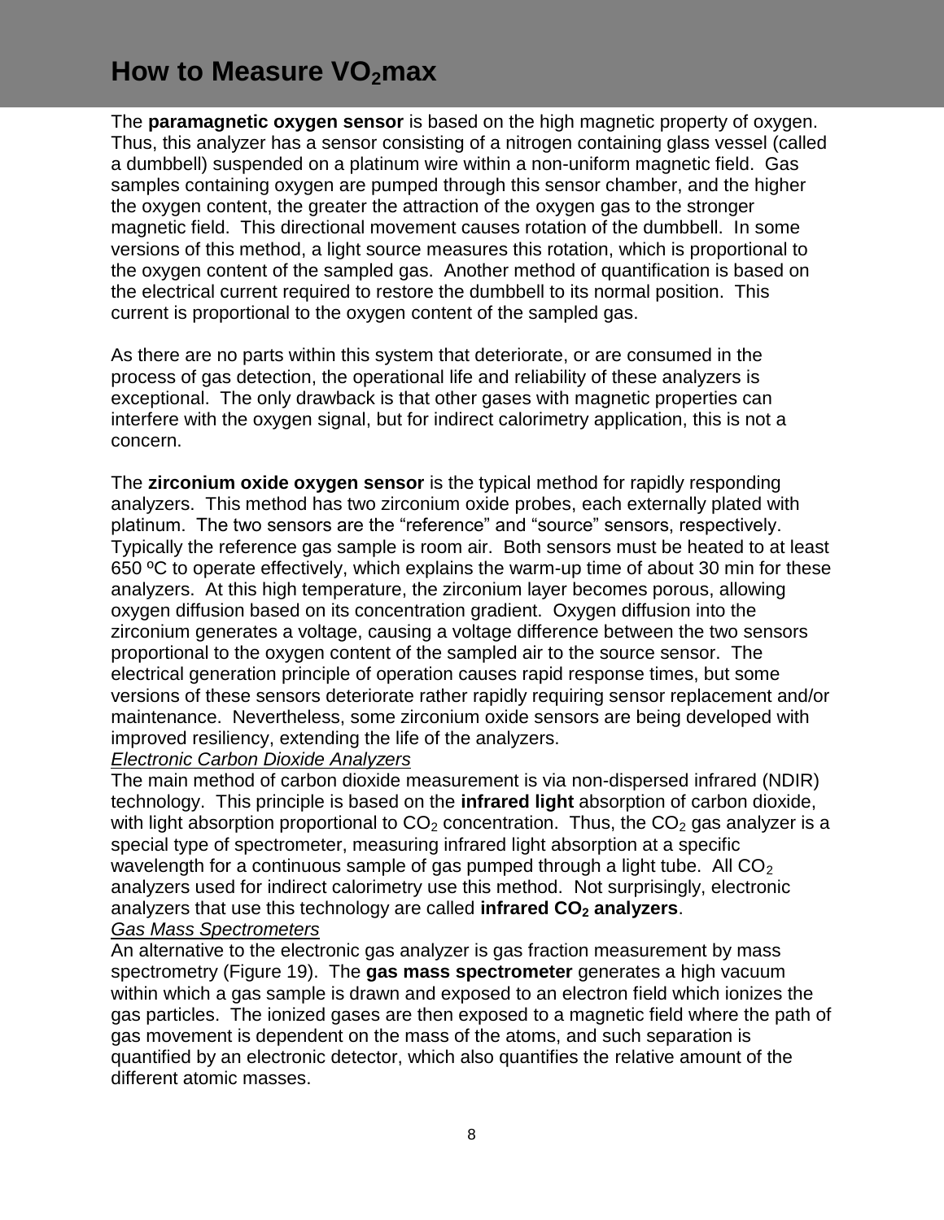The **paramagnetic oxygen sensor** is based on the high magnetic property of oxygen. Thus, this analyzer has a sensor consisting of a nitrogen containing glass vessel (called a dumbbell) suspended on a platinum wire within a non-uniform magnetic field. Gas samples containing oxygen are pumped through this sensor chamber, and the higher the oxygen content, the greater the attraction of the oxygen gas to the stronger magnetic field. This directional movement causes rotation of the dumbbell. In some versions of this method, a light source measures this rotation, which is proportional to the oxygen content of the sampled gas. Another method of quantification is based on the electrical current required to restore the dumbbell to its normal position. This current is proportional to the oxygen content of the sampled gas.

As there are no parts within this system that deteriorate, or are consumed in the process of gas detection, the operational life and reliability of these analyzers is exceptional. The only drawback is that other gases with magnetic properties can interfere with the oxygen signal, but for indirect calorimetry application, this is not a concern.

The **zirconium oxide oxygen sensor** is the typical method for rapidly responding analyzers. This method has two zirconium oxide probes, each externally plated with platinum. The two sensors are the "reference" and "source" sensors, respectively. Typically the reference gas sample is room air. Both sensors must be heated to at least 650 ºC to operate effectively, which explains the warm-up time of about 30 min for these analyzers. At this high temperature, the zirconium layer becomes porous, allowing oxygen diffusion based on its concentration gradient. Oxygen diffusion into the zirconium generates a voltage, causing a voltage difference between the two sensors proportional to the oxygen content of the sampled air to the source sensor. The electrical generation principle of operation causes rapid response times, but some versions of these sensors deteriorate rather rapidly requiring sensor replacement and/or maintenance. Nevertheless, some zirconium oxide sensors are being developed with improved resiliency, extending the life of the analyzers.

*Electronic Carbon Dioxide Analyzers*

The main method of carbon dioxide measurement is via non-dispersed infrared (NDIR) technology. This principle is based on the **infrared light** absorption of carbon dioxide, with light absorption proportional to $CO_2$ concentration. Thus, the $CO_2$ gas analyzer is a special type of spectrometer, measuring infrared light absorption at a specific wavelength for a continuous sample of gas pumped through a light tube. All $CO_2$ analyzers used for indirect calorimetry use this method. Not surprisingly, electronic analyzers that use this technology are called **infrared $CO_2$ analyzers**.

*Gas Mass Spectrometers*

An alternative to the electronic gas analyzer is gas fraction measurement by mass spectrometry (Figure 19). The **gas mass spectrometer** generates a high vacuum within which a gas sample is drawn and exposed to an electron field which ionizes the gas particles. The ionized gases are then exposed to a magnetic field where the path of gas movement is dependent on the mass of the atoms, and such separation is quantified by an electronic detector, which also quantifies the relative amount of the different atomic masses.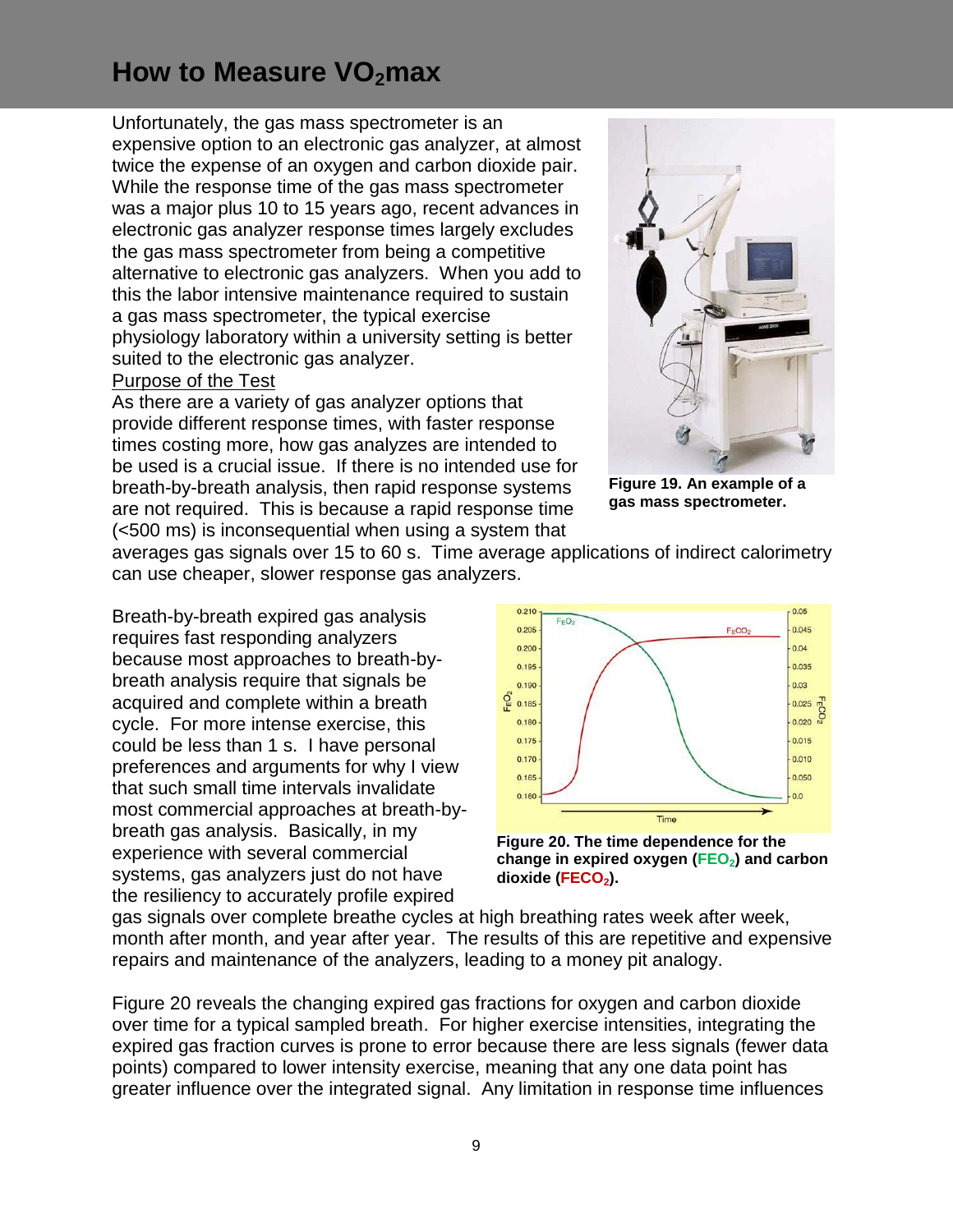## How to Measure $VO_2$max

Unfortunately, the gas mass spectrometer is an expensive option to an electronic gas analyzer, at almost twice the expense of an oxygen and carbon dioxide pair. While the response time of the gas mass spectrometer was a major plus 10 to 15 years ago, recent advances in electronic gas analyzer response times largely excludes the gas mass spectrometer from being a competitive alternative to electronic gas analyzers. When you add to this the labor intensive maintenance required to sustain a gas mass spectrometer, the typical exercise physiology laboratory within a university setting is better suited to the electronic gas analyzer.

Purpose of the Test

As there are a variety of gas analyzer options that provide different response times, with faster response times costing more, how gas analyzes are intended to be used is a crucial issue. If there is no intended use for breath-by-breath analysis, then rapid response systems are not required. This is because a rapid response time (<500 ms) is inconsequential when using a system that averages gas signals over 15 to 60 s. Time average applications of indirect calorimetry can use cheaper, slower response gas analyzers.

**Figure 19. An example of a gas mass spectrometer.**

Breath-by-breath expired gas analysis requires fast responding analyzers because most approaches to breath-by-breath analysis require that signals be acquired and complete within a breath cycle. For more intense exercise, this could be less than 1 s. I have personal preferences and arguments for why I view that such small time intervals invalidate most commercial approaches at breath-by-breath gas analysis. Basically, in my experience with several commercial systems, gas analyzers just do not have the resiliency to accurately profile expired gas signals over complete breathe cycles at high breathing rates week after week, month after month, and year after year. The results of this are repetitive and expensive repairs and maintenance of the analyzers, leading to a money pit analogy.

**Figure 20. The time dependence for the change in expired oxygen ($FEO_2$) and carbon dioxide ($FECO_2$).**

Figure 20 reveals the changing expired gas fractions for oxygen and carbon dioxide over time for a typical sampled breath. For higher exercise intensities, integrating the expired gas fraction curves is prone to error because there are less signals (fewer data points) compared to lower intensity exercise, meaning that any one data point has greater influence over the integrated signal. Any limitation in response time influences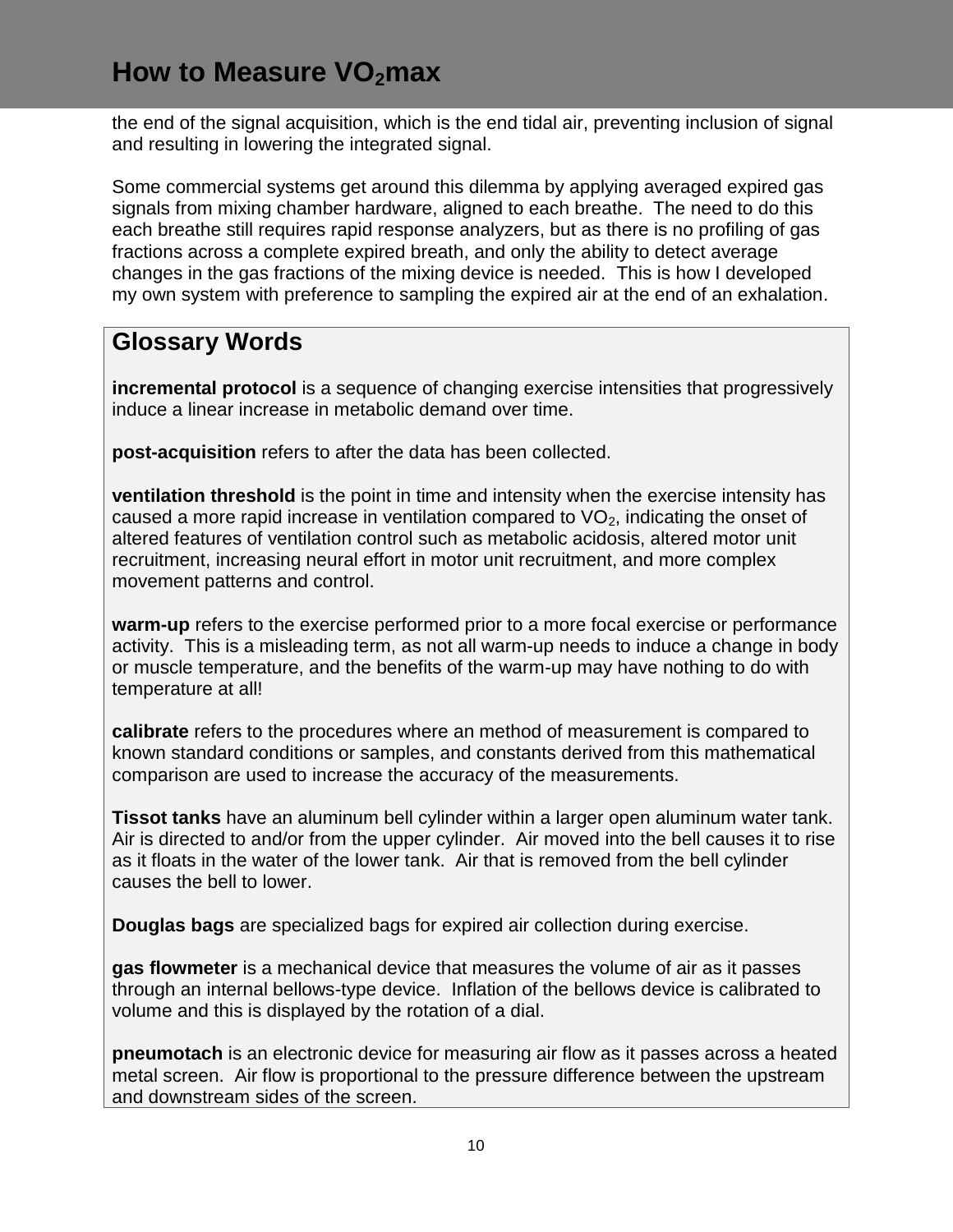the end of the signal acquisition, which is the end tidal air, preventing inclusion of signal and resulting in lowering the integrated signal.

Some commercial systems get around this dilemma by applying averaged expired gas signals from mixing chamber hardware, aligned to each breathe. The need to do this each breathe still requires rapid response analyzers, but as there is no profiling of gas fractions across a complete expired breath, and only the ability to detect average changes in the gas fractions of the mixing device is needed. This is how I developed my own system with preference to sampling the expired air at the end of an exhalation.

## Glossary Words

**incremental protocol** is a sequence of changing exercise intensities that progressively induce a linear increase in metabolic demand over time.

**post-acquisition** refers to after the data has been collected.

**ventilation threshold** is the point in time and intensity when the exercise intensity has caused a more rapid increase in ventilation compared to $VO_2$, indicating the onset of altered features of ventilation control such as metabolic acidosis, altered motor unit recruitment, increasing neural effort in motor unit recruitment, and more complex movement patterns and control.

**warm-up** refers to the exercise performed prior to a more focal exercise or performance activity. This is a misleading term, as not all warm-up needs to induce a change in body or muscle temperature, and the benefits of the warm-up may have nothing to do with temperature at all!

**calibrate** refers to the procedures where an method of measurement is compared to known standard conditions or samples, and constants derived from this mathematical comparison are used to increase the accuracy of the measurements.

**Tissot tanks** have an aluminum bell cylinder within a larger open aluminum water tank. Air is directed to and/or from the upper cylinder. Air moved into the bell causes it to rise as it floats in the water of the lower tank. Air that is removed from the bell cylinder causes the bell to lower.

**Douglas bags** are specialized bags for expired air collection during exercise.

**gas flowmeter** is a mechanical device that measures the volume of air as it passes through an internal bellows-type device. Inflation of the bellows device is calibrated to volume and this is displayed by the rotation of a dial.

**pneumotach** is an electronic device for measuring air flow as it passes across a heated metal screen. Air flow is proportional to the pressure difference between the upstream and downstream sides of the screen.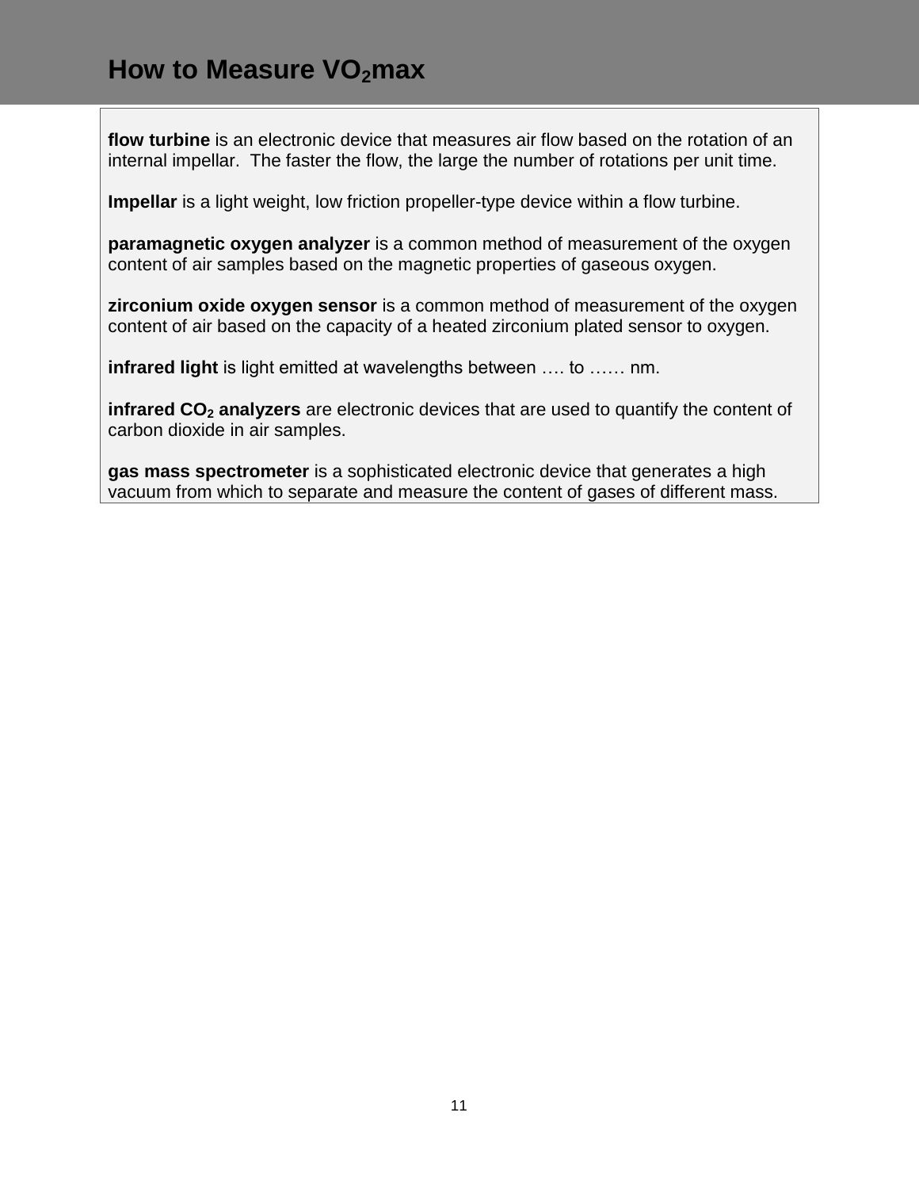# How to Measure $VO_2$max

**flow turbine** is an electronic device that measures air flow based on the rotation of an internal impellar. The faster the flow, the large the number of rotations per unit time.

**Impellar** is a light weight, low friction propeller-type device within a flow turbine.

**paramagnetic oxygen analyzer** is a common method of measurement of the oxygen content of air samples based on the magnetic properties of gaseous oxygen.

**zirconium oxide oxygen sensor** is a common method of measurement of the oxygen content of air based on the capacity of a heated zirconium plated sensor to oxygen.

**infrared light** is light emitted at wavelengths between …. to …… nm.

**infrared $CO_2$ analyzers** are electronic devices that are used to quantify the content of carbon dioxide in air samples.

**gas mass spectrometer** is a sophisticated electronic device that generates a high vacuum from which to separate and measure the content of gases of different mass.